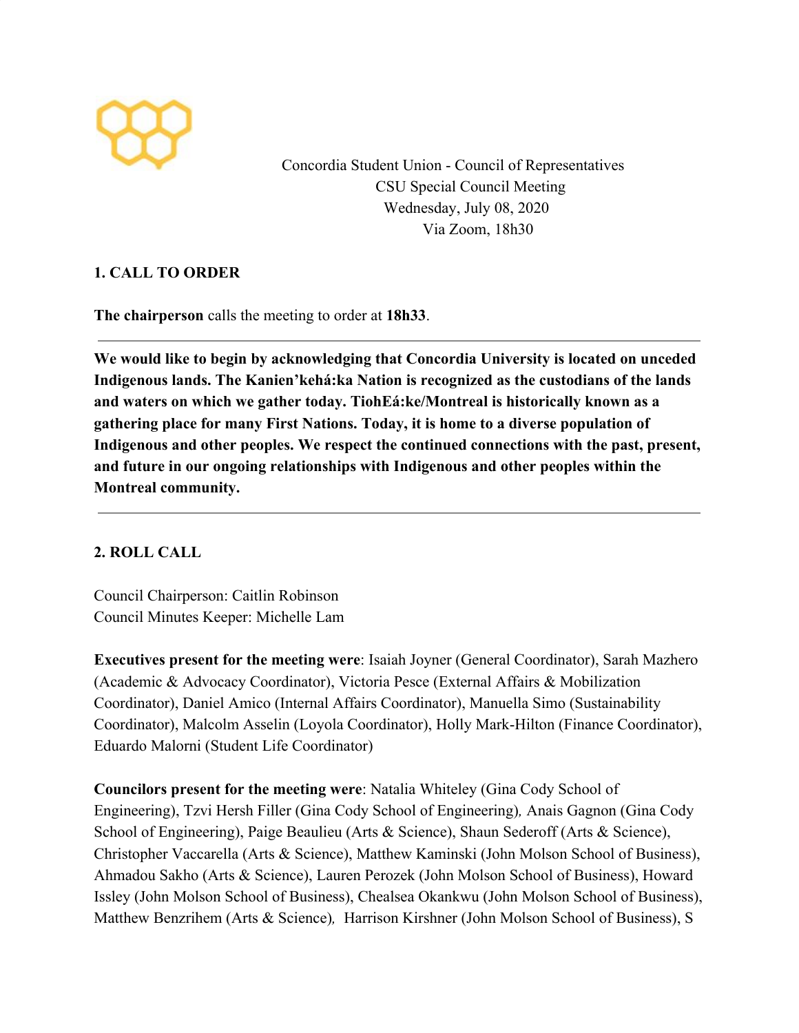Concordia Student Union - Council of Representatives
CSU Special Council Meeting
Wednesday, July 08, 2020
Via Zoom, 18h30

## 1. CALL TO ORDER

**The chairperson** calls the meeting to order at **18h33**.

---

**We would like to begin by acknowledging that Concordia University is located on unceded Indigenous lands. The Kanien'kehá:ka Nation is recognized as the custodians of the lands and waters on which we gather today. TiohEá:ke/Montreal is historically known as a gathering place for many First Nations. Today, it is home to a diverse population of Indigenous and other peoples. We respect the continued connections with the past, present, and future in our ongoing relationships with Indigenous and other peoples within the Montreal community.**

---

## 2. ROLL CALL

Council Chairperson: Caitlin Robinson
Council Minutes Keeper: Michelle Lam

**Executives present for the meeting were**: Isaiah Joyner (General Coordinator), Sarah Mazhero (Academic & Advocacy Coordinator), Victoria Pesce (External Affairs & Mobilization Coordinator), Daniel Amico (Internal Affairs Coordinator), Manuella Simo (Sustainability Coordinator), Malcolm Asselin (Loyola Coordinator), Holly Mark-Hilton (Finance Coordinator), Eduardo Malorni (Student Life Coordinator)

**Councilors present for the meeting were**: Natalia Whiteley (Gina Cody School of Engineering), Tzvi Hersh Filler (Gina Cody School of Engineering), Anais Gagnon (Gina Cody School of Engineering), Paige Beaulieu (Arts & Science), Shaun Sederoff (Arts & Science), Christopher Vaccarella (Arts & Science), Matthew Kaminski (John Molson School of Business), Ahmadou Sakho (Arts & Science), Lauren Perozek (John Molson School of Business), Howard Issley (John Molson School of Business), Chealsea Okankwu (John Molson School of Business), Matthew Benzrihem (Arts & Science), Harrison Kirshner (John Molson School of Business), S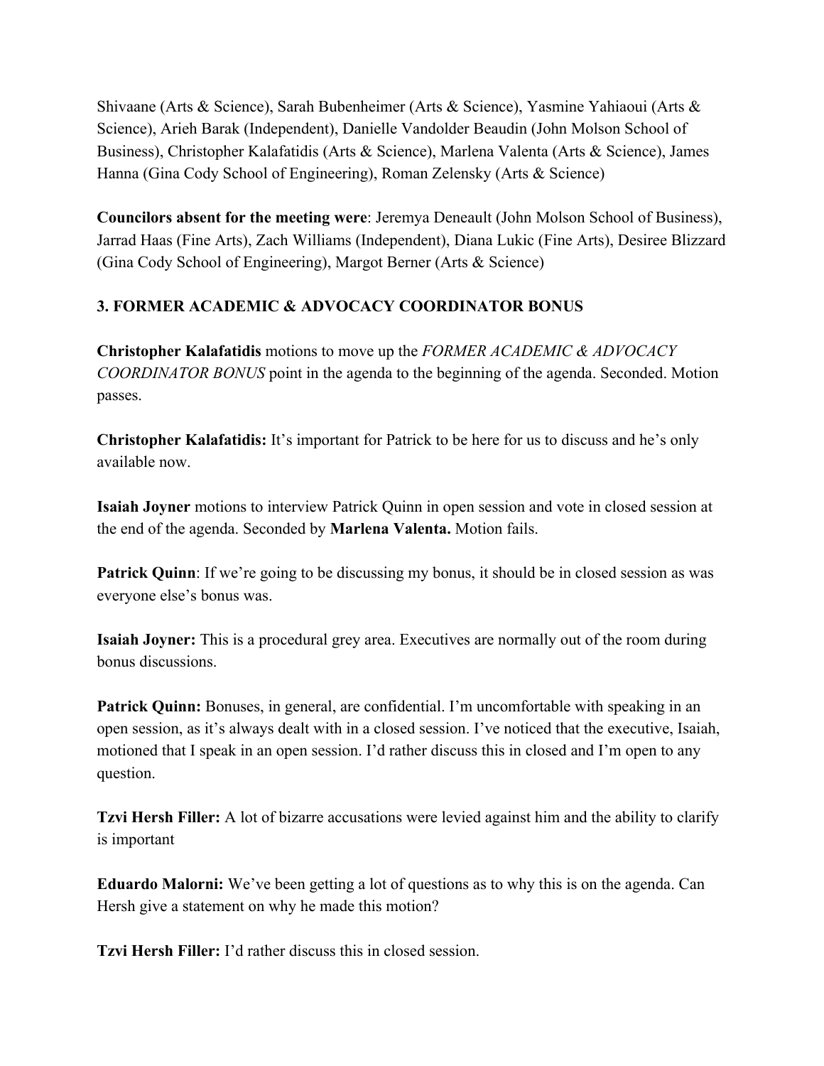Shivaane (Arts & Science), Sarah Bubenheimer (Arts & Science), Yasmine Yahiaoui (Arts & Science), Arieh Barak (Independent), Danielle Vandolder Beaudin (John Molson School of Business), Christopher Kalafatidis (Arts & Science), Marlena Valenta (Arts & Science), James Hanna (Gina Cody School of Engineering), Roman Zelensky (Arts & Science)

**Councilors absent for the meeting were**: Jeremya Deneault (John Molson School of Business), Jarrad Haas (Fine Arts), Zach Williams (Independent), Diana Lukic (Fine Arts), Desiree Blizzard (Gina Cody School of Engineering), Margot Berner (Arts & Science)

### 3. FORMER ACADEMIC & ADVOCACY COORDINATOR BONUS

**Christopher Kalafatidis** motions to move up the *FORMER ACADEMIC & ADVOCACY COORDINATOR BONUS* point in the agenda to the beginning of the agenda. Seconded. Motion passes.

**Christopher Kalafatidis:** It's important for Patrick to be here for us to discuss and he's only available now.

**Isaiah Joyner** motions to interview Patrick Quinn in open session and vote in closed session at the end of the agenda. Seconded by **Marlena Valenta.** Motion fails.

**Patrick Quinn**: If we're going to be discussing my bonus, it should be in closed session as was everyone else's bonus was.

**Isaiah Joyner:** This is a procedural grey area. Executives are normally out of the room during bonus discussions.

**Patrick Quinn:** Bonuses, in general, are confidential. I'm uncomfortable with speaking in an open session, as it's always dealt with in a closed session. I've noticed that the executive, Isaiah, motioned that I speak in an open session. I'd rather discuss this in closed and I'm open to any question.

**Tzvi Hersh Filler:** A lot of bizarre accusations were levied against him and the ability to clarify is important

**Eduardo Malorni:** We've been getting a lot of questions as to why this is on the agenda. Can Hersh give a statement on why he made this motion?

**Tzvi Hersh Filler:** I'd rather discuss this in closed session.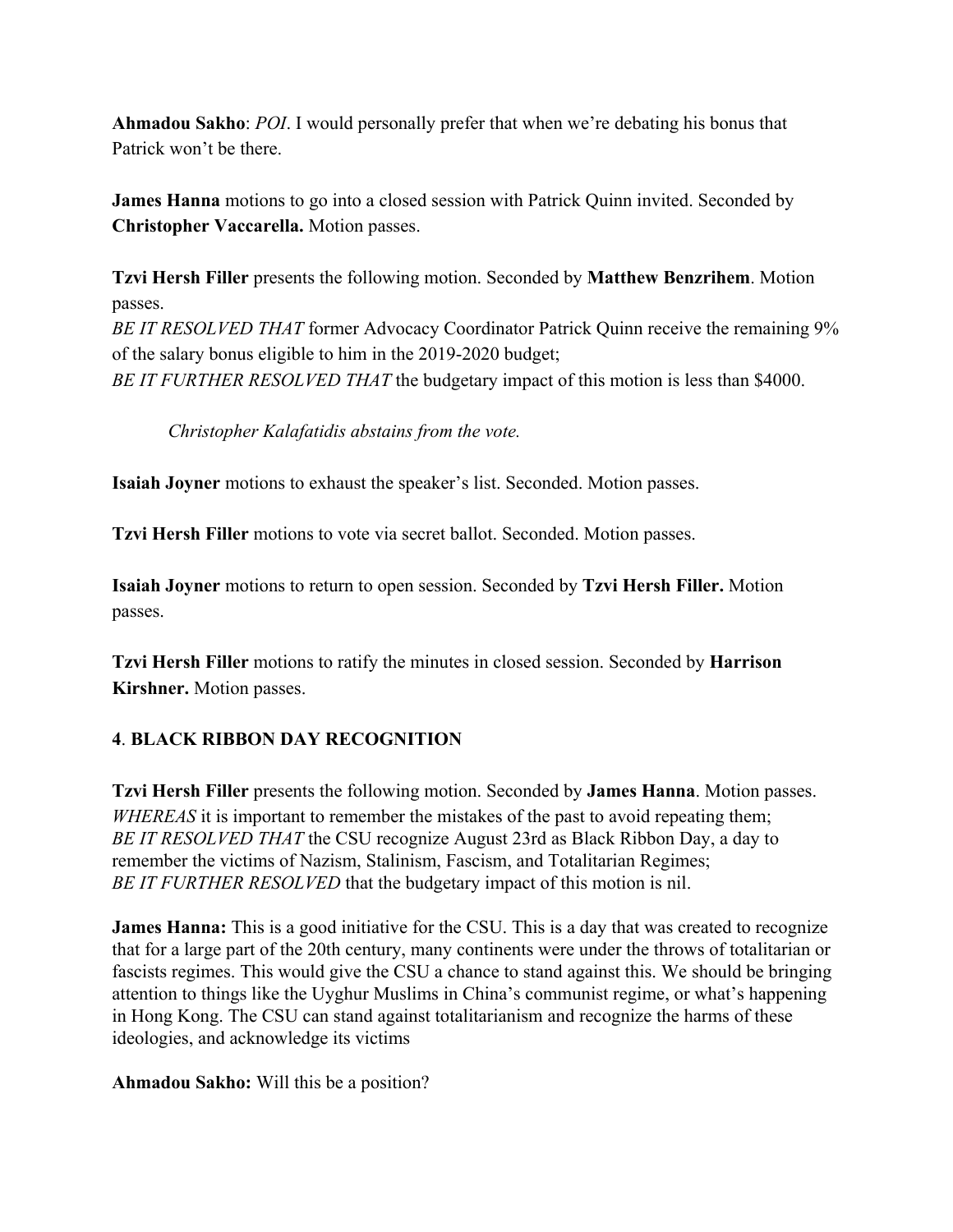**Ahmadou Sakho**: *POI*. I would personally prefer that when we're debating his bonus that Patrick won't be there.

**James Hanna** motions to go into a closed session with Patrick Quinn invited. Seconded by **Christopher Vaccarella.** Motion passes.

**Tzvi Hersh Filler** presents the following motion. Seconded by **Matthew Benzrihem**. Motion passes.
*BE IT RESOLVED THAT* former Advocacy Coordinator Patrick Quinn receive the remaining 9% of the salary bonus eligible to him in the 2019-2020 budget;
*BE IT FURTHER RESOLVED THAT* the budgetary impact of this motion is less than $4000.

> *Christopher Kalafatidis abstains from the vote.*

**Isaiah Joyner** motions to exhaust the speaker's list. Seconded. Motion passes.

**Tzvi Hersh Filler** motions to vote via secret ballot. Seconded. Motion passes.

**Isaiah Joyner** motions to return to open session. Seconded by **Tzvi Hersh Filler.** Motion passes.

**Tzvi Hersh Filler** motions to ratify the minutes in closed session. Seconded by **Harrison Kirshner.** Motion passes.

## 4. BLACK RIBBON DAY RECOGNITION

**Tzvi Hersh Filler** presents the following motion. Seconded by **James Hanna**. Motion passes.
*WHEREAS* it is important to remember the mistakes of the past to avoid repeating them;
*BE IT RESOLVED THAT* the CSU recognize August 23rd as Black Ribbon Day, a day to remember the victims of Nazism, Stalinism, Fascism, and Totalitarian Regimes;
*BE IT FURTHER RESOLVED* that the budgetary impact of this motion is nil.

**James Hanna:** This is a good initiative for the CSU. This is a day that was created to recognize that for a large part of the 20th century, many continents were under the throws of totalitarian or fascists regimes. This would give the CSU a chance to stand against this. We should be bringing attention to things like the Uyghur Muslims in China's communist regime, or what's happening in Hong Kong. The CSU can stand against totalitarianism and recognize the harms of these ideologies, and acknowledge its victims

**Ahmadou Sakho:** Will this be a position?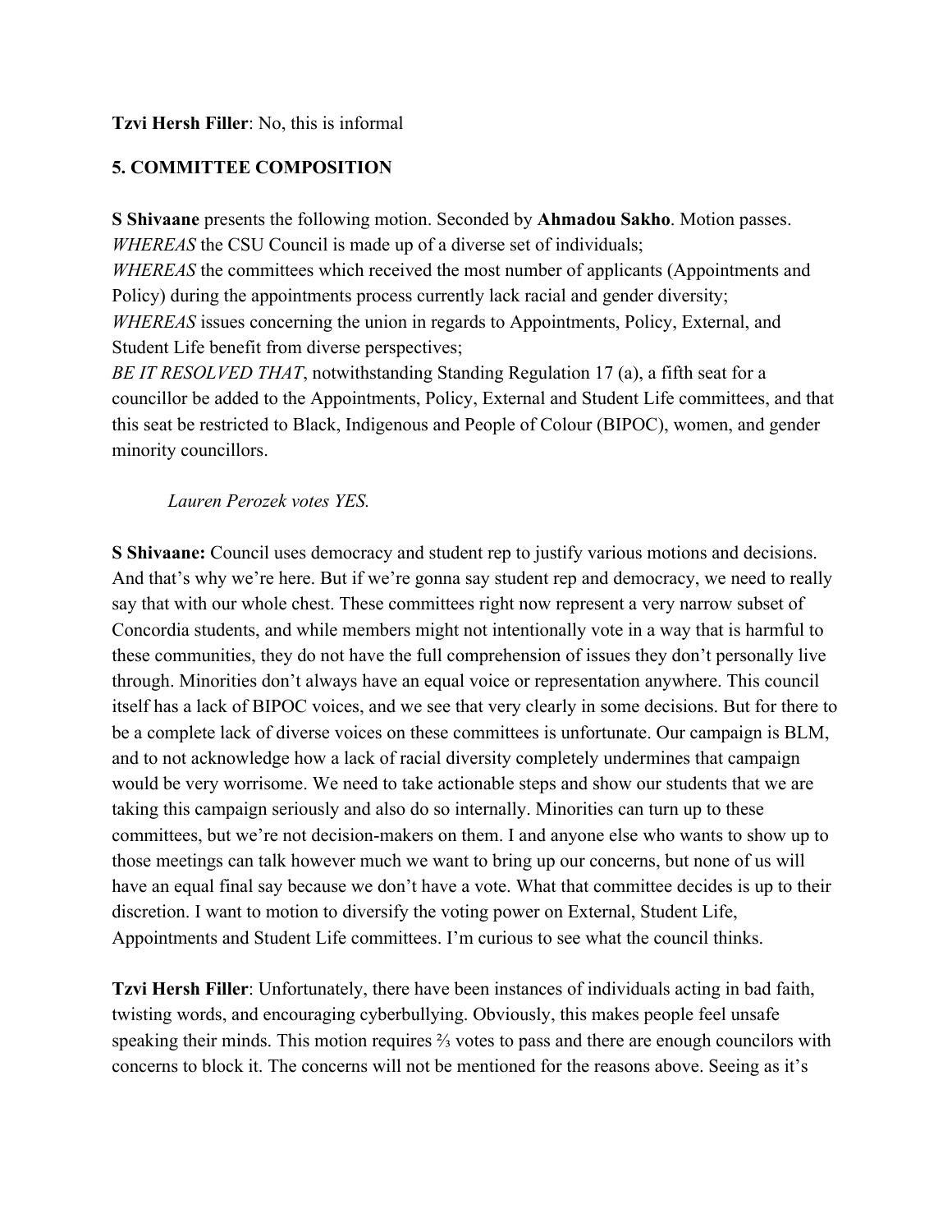**Tzvi Hersh Filler**: No, this is informal

**5. COMMITTEE COMPOSITION**

**S Shivaane** presents the following motion. Seconded by **Ahmadou Sakho**. Motion passes.
*WHEREAS* the CSU Council is made up of a diverse set of individuals;
*WHEREAS* the committees which received the most number of applicants (Appointments and Policy) during the appointments process currently lack racial and gender diversity;
*WHEREAS* issues concerning the union in regards to Appointments, Policy, External, and Student Life benefit from diverse perspectives;
*BE IT RESOLVED THAT*, notwithstanding Standing Regulation 17 (a), a fifth seat for a councillor be added to the Appointments, Policy, External and Student Life committees, and that this seat be restricted to Black, Indigenous and People of Colour (BIPOC), women, and gender minority councillors.

> *Lauren Perozek votes YES.*

**S Shivaane:** Council uses democracy and student rep to justify various motions and decisions. And that's why we're here. But if we're gonna say student rep and democracy, we need to really say that with our whole chest. These committees right now represent a very narrow subset of Concordia students, and while members might not intentionally vote in a way that is harmful to these communities, they do not have the full comprehension of issues they don't personally live through. Minorities don't always have an equal voice or representation anywhere. This council itself has a lack of BIPOC voices, and we see that very clearly in some decisions. But for there to be a complete lack of diverse voices on these committees is unfortunate. Our campaign is BLM, and to not acknowledge how a lack of racial diversity completely undermines that campaign would be very worrisome. We need to take actionable steps and show our students that we are taking this campaign seriously and also do so internally. Minorities can turn up to these committees, but we're not decision-makers on them. I and anyone else who wants to show up to those meetings can talk however much we want to bring up our concerns, but none of us will have an equal final say because we don't have a vote. What that committee decides is up to their discretion. I want to motion to diversify the voting power on External, Student Life, Appointments and Student Life committees. I'm curious to see what the council thinks.

**Tzvi Hersh Filler**: Unfortunately, there have been instances of individuals acting in bad faith, twisting words, and encouraging cyberbullying. Obviously, this makes people feel unsafe speaking their minds. This motion requires ⅔ votes to pass and there are enough councilors with concerns to block it. The concerns will not be mentioned for the reasons above. Seeing as it's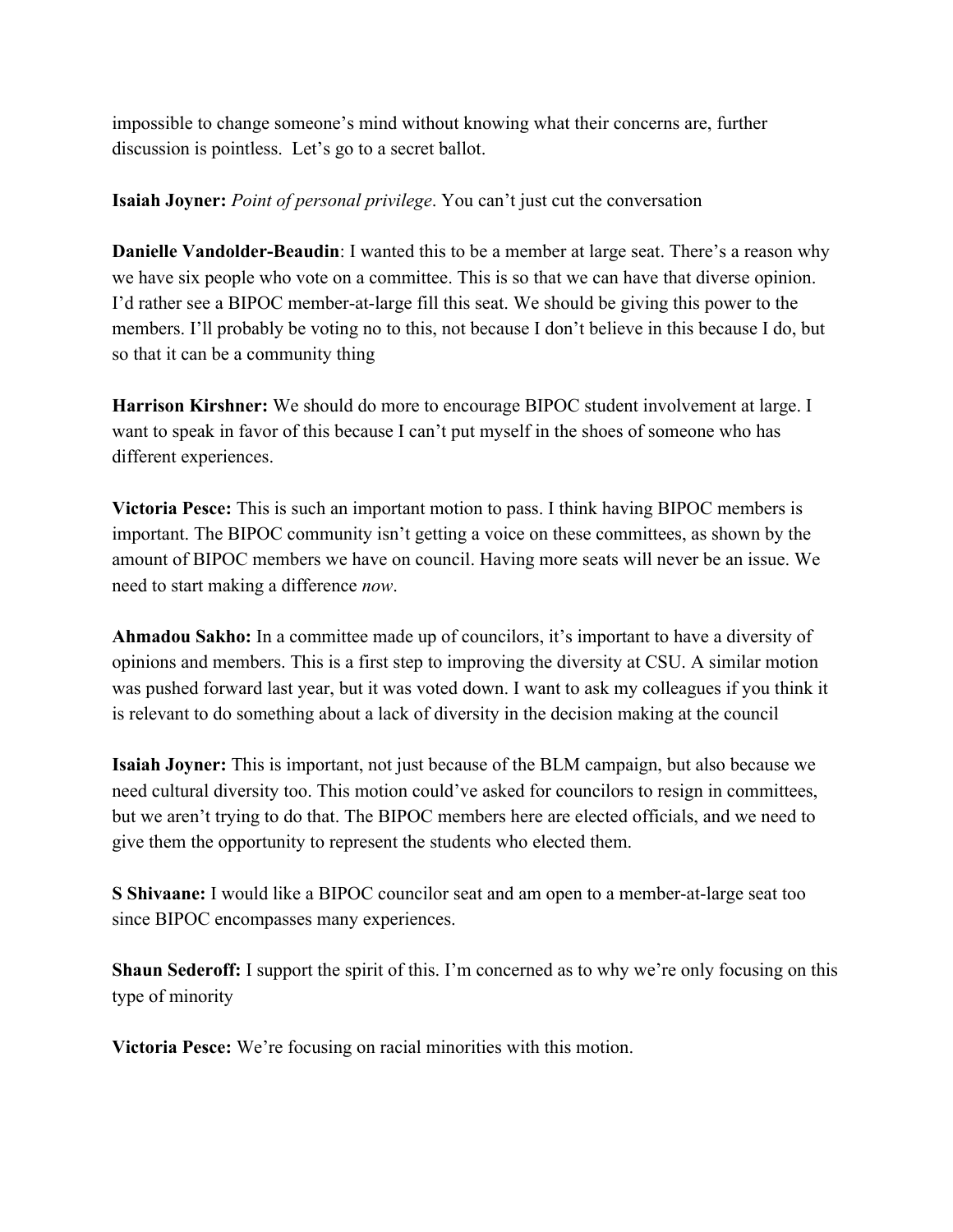impossible to change someone's mind without knowing what their concerns are, further discussion is pointless.  Let's go to a secret ballot.

**Isaiah Joyner:** *Point of personal privilege*. You can't just cut the conversation

**Danielle Vandolder-Beaudin**: I wanted this to be a member at large seat. There's a reason why we have six people who vote on a committee. This is so that we can have that diverse opinion. I'd rather see a BIPOC member-at-large fill this seat. We should be giving this power to the members. I'll probably be voting no to this, not because I don't believe in this because I do, but so that it can be a community thing

**Harrison Kirshner:** We should do more to encourage BIPOC student involvement at large. I want to speak in favor of this because I can't put myself in the shoes of someone who has different experiences.

**Victoria Pesce:** This is such an important motion to pass. I think having BIPOC members is important. The BIPOC community isn't getting a voice on these committees, as shown by the amount of BIPOC members we have on council. Having more seats will never be an issue. We need to start making a difference *now*.

**Ahmadou Sakho:** In a committee made up of councilors, it's important to have a diversity of opinions and members. This is a first step to improving the diversity at CSU. A similar motion was pushed forward last year, but it was voted down. I want to ask my colleagues if you think it is relevant to do something about a lack of diversity in the decision making at the council

**Isaiah Joyner:** This is important, not just because of the BLM campaign, but also because we need cultural diversity too. This motion could've asked for councilors to resign in committees, but we aren't trying to do that. The BIPOC members here are elected officials, and we need to give them the opportunity to represent the students who elected them.

**S Shivaane:** I would like a BIPOC councilor seat and am open to a member-at-large seat too since BIPOC encompasses many experiences.

**Shaun Sederoff:** I support the spirit of this. I'm concerned as to why we're only focusing on this type of minority

**Victoria Pesce:** We're focusing on racial minorities with this motion.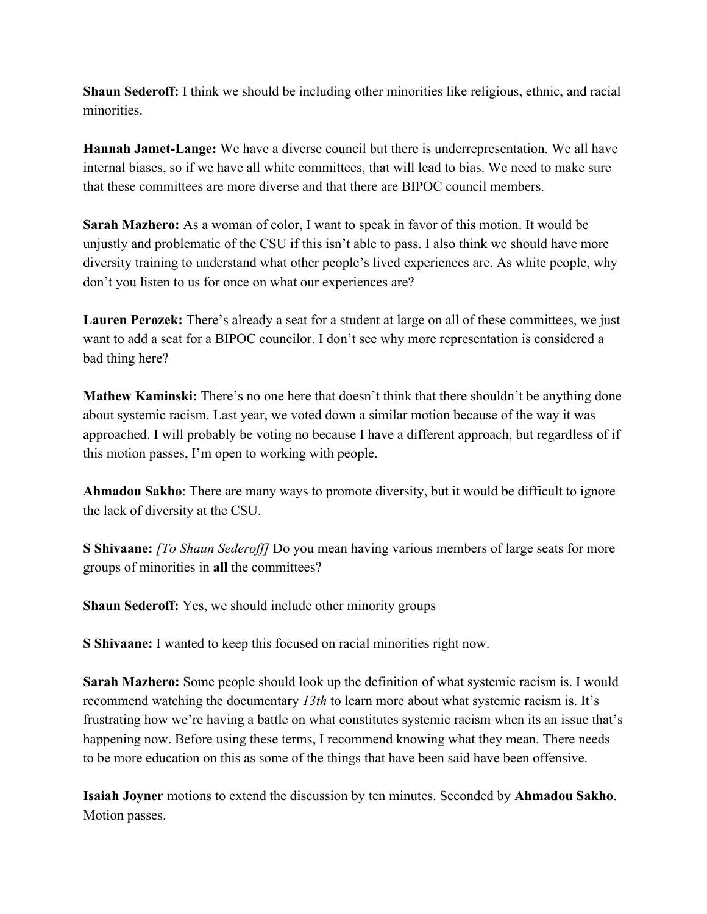**Shaun Sederoff:** I think we should be including other minorities like religious, ethnic, and racial minorities.

**Hannah Jamet-Lange:** We have a diverse council but there is underrepresentation. We all have internal biases, so if we have all white committees, that will lead to bias. We need to make sure that these committees are more diverse and that there are BIPOC council members.

**Sarah Mazhero:** As a woman of color, I want to speak in favor of this motion. It would be unjustly and problematic of the CSU if this isn't able to pass. I also think we should have more diversity training to understand what other people's lived experiences are. As white people, why don't you listen to us for once on what our experiences are?

**Lauren Perozek:** There's already a seat for a student at large on all of these committees, we just want to add a seat for a BIPOC councilor. I don't see why more representation is considered a bad thing here?

**Mathew Kaminski:** There's no one here that doesn't think that there shouldn't be anything done about systemic racism. Last year, we voted down a similar motion because of the way it was approached. I will probably be voting no because I have a different approach, but regardless of if this motion passes, I'm open to working with people.

**Ahmadou Sakho**: There are many ways to promote diversity, but it would be difficult to ignore the lack of diversity at the CSU.

**S Shivaane:** *[To Shaun Sederoff]* Do you mean having various members of large seats for more groups of minorities in **all** the committees?

**Shaun Sederoff:** Yes, we should include other minority groups

**S Shivaane:** I wanted to keep this focused on racial minorities right now.

**Sarah Mazhero:** Some people should look up the definition of what systemic racism is. I would recommend watching the documentary *13th* to learn more about what systemic racism is. It's frustrating how we're having a battle on what constitutes systemic racism when its an issue that's happening now. Before using these terms, I recommend knowing what they mean. There needs to be more education on this as some of the things that have been said have been offensive.

**Isaiah Joyner** motions to extend the discussion by ten minutes. Seconded by **Ahmadou Sakho**. Motion passes.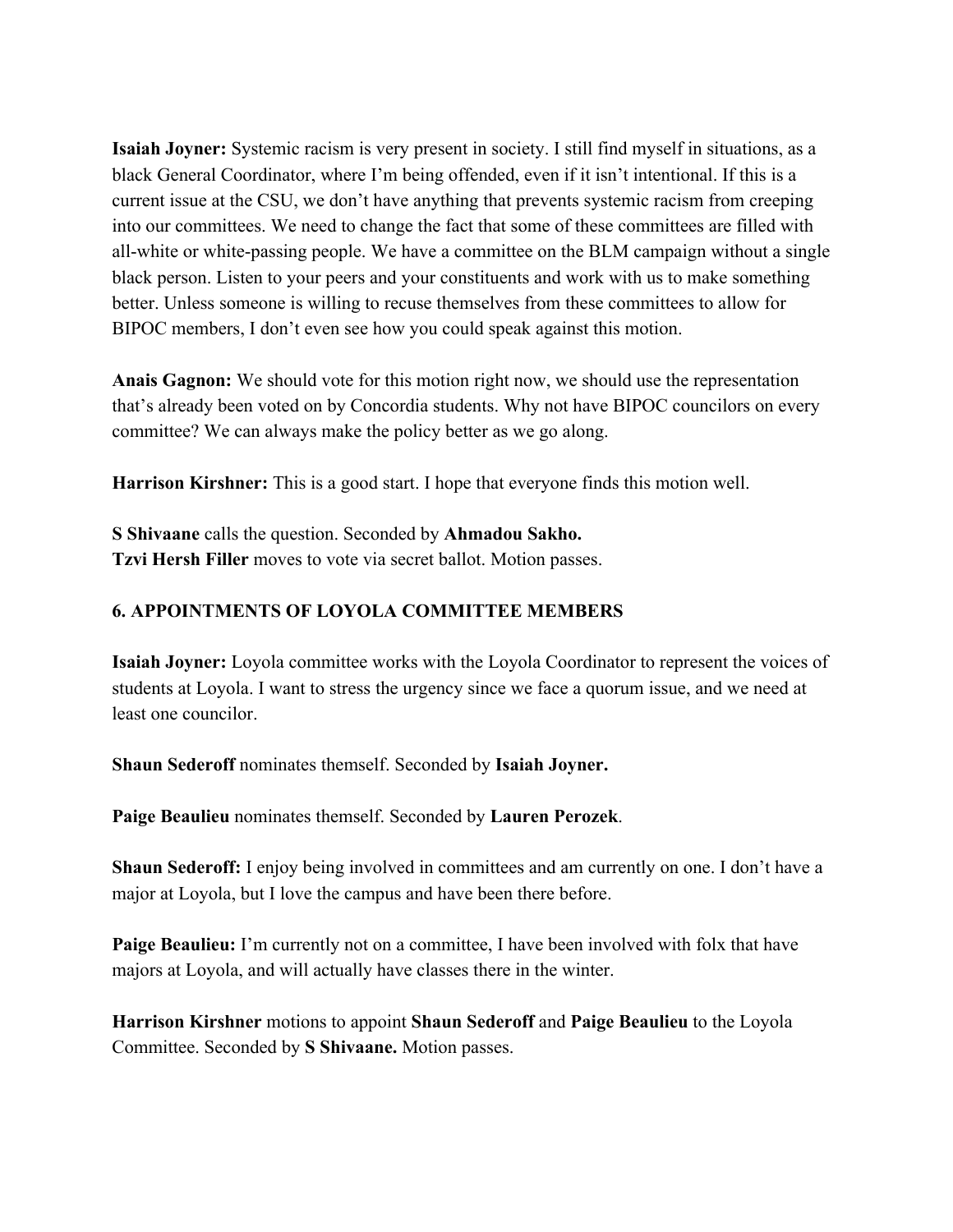**Isaiah Joyner:** Systemic racism is very present in society. I still find myself in situations, as a black General Coordinator, where I'm being offended, even if it isn't intentional. If this is a current issue at the CSU, we don't have anything that prevents systemic racism from creeping into our committees. We need to change the fact that some of these committees are filled with all-white or white-passing people. We have a committee on the BLM campaign without a single black person. Listen to your peers and your constituents and work with us to make something better. Unless someone is willing to recuse themselves from these committees to allow for BIPOC members, I don't even see how you could speak against this motion.

**Anais Gagnon:** We should vote for this motion right now, we should use the representation that's already been voted on by Concordia students. Why not have BIPOC councilors on every committee? We can always make the policy better as we go along.

**Harrison Kirshner:** This is a good start. I hope that everyone finds this motion well.

**S Shivaane** calls the question. Seconded by **Ahmadou Sakho.**
**Tzvi Hersh Filler** moves to vote via secret ballot. Motion passes.

## 6. APPOINTMENTS OF LOYOLA COMMITTEE MEMBERS

**Isaiah Joyner:** Loyola committee works with the Loyola Coordinator to represent the voices of students at Loyola. I want to stress the urgency since we face a quorum issue, and we need at least one councilor.

**Shaun Sederoff** nominates themself. Seconded by **Isaiah Joyner.**

**Paige Beaulieu** nominates themself. Seconded by **Lauren Perozek**.

**Shaun Sederoff:** I enjoy being involved in committees and am currently on one. I don't have a major at Loyola, but I love the campus and have been there before.

**Paige Beaulieu:** I'm currently not on a committee, I have been involved with folx that have majors at Loyola, and will actually have classes there in the winter.

**Harrison Kirshner** motions to appoint **Shaun Sederoff** and **Paige Beaulieu** to the Loyola Committee. Seconded by **S Shivaane.** Motion passes.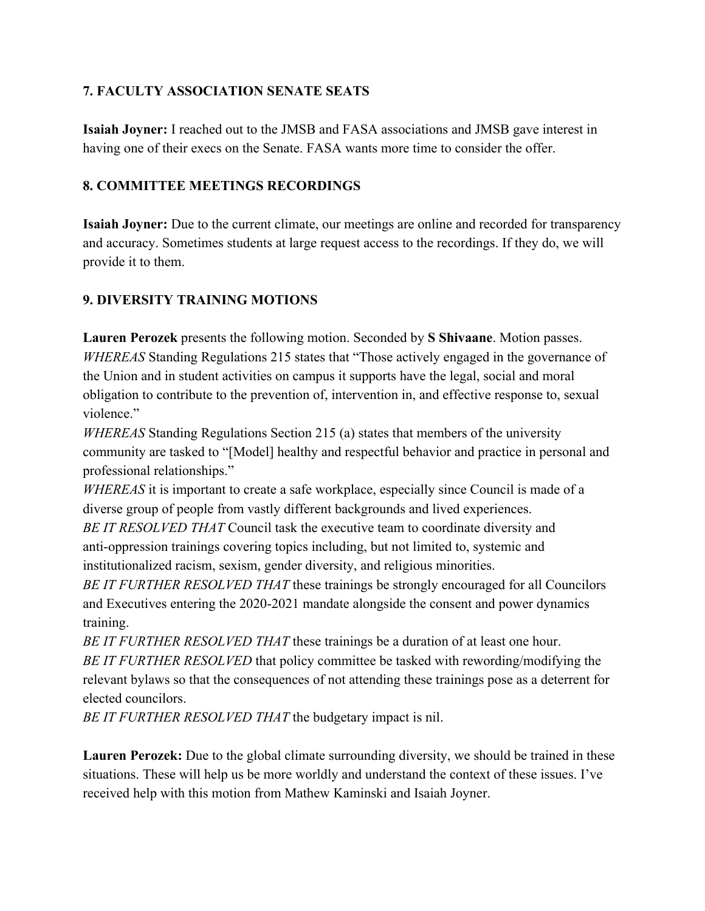## 7. FACULTY ASSOCIATION SENATE SEATS

**Isaiah Joyner:** I reached out to the JMSB and FASA associations and JMSB gave interest in having one of their execs on the Senate. FASA wants more time to consider the offer.

## 8. COMMITTEE MEETINGS RECORDINGS

**Isaiah Joyner:** Due to the current climate, our meetings are online and recorded for transparency and accuracy. Sometimes students at large request access to the recordings. If they do, we will provide it to them.

## 9. DIVERSITY TRAINING MOTIONS

**Lauren Perozek** presents the following motion. Seconded by **S Shivaane**. Motion passes.

*WHEREAS* Standing Regulations 215 states that "Those actively engaged in the governance of the Union and in student activities on campus it supports have the legal, social and moral obligation to contribute to the prevention of, intervention in, and effective response to, sexual violence."

*WHEREAS* Standing Regulations Section 215 (a) states that members of the university community are tasked to "[Model] healthy and respectful behavior and practice in personal and professional relationships."

*WHEREAS* it is important to create a safe workplace, especially since Council is made of a diverse group of people from vastly different backgrounds and lived experiences.

*BE IT RESOLVED THAT* Council task the executive team to coordinate diversity and anti-oppression trainings covering topics including, but not limited to, systemic and institutionalized racism, sexism, gender diversity, and religious minorities.

*BE IT FURTHER RESOLVED THAT* these trainings be strongly encouraged for all Councilors and Executives entering the 2020-2021 mandate alongside the consent and power dynamics training.

*BE IT FURTHER RESOLVED THAT* these trainings be a duration of at least one hour.

*BE IT FURTHER RESOLVED* that policy committee be tasked with rewording/modifying the relevant bylaws so that the consequences of not attending these trainings pose as a deterrent for elected councilors.

*BE IT FURTHER RESOLVED THAT* the budgetary impact is nil.

**Lauren Perozek:** Due to the global climate surrounding diversity, we should be trained in these situations. These will help us be more worldly and understand the context of these issues. I've received help with this motion from Mathew Kaminski and Isaiah Joyner.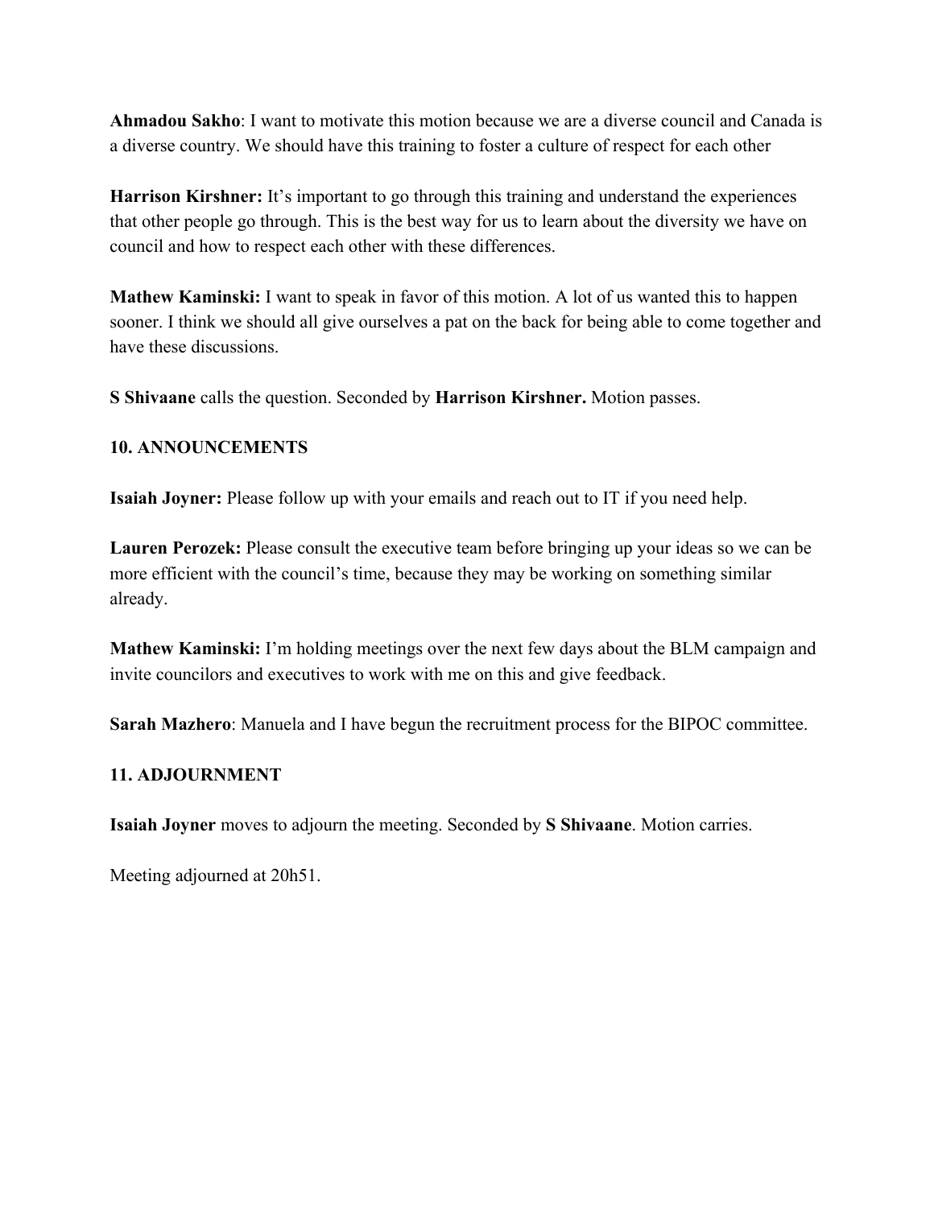**Ahmadou Sakho**: I want to motivate this motion because we are a diverse council and Canada is a diverse country. We should have this training to foster a culture of respect for each other

**Harrison Kirshner:** It's important to go through this training and understand the experiences that other people go through. This is the best way for us to learn about the diversity we have on council and how to respect each other with these differences.

**Mathew Kaminski:** I want to speak in favor of this motion. A lot of us wanted this to happen sooner. I think we should all give ourselves a pat on the back for being able to come together and have these discussions.

**S Shivaane** calls the question. Seconded by **Harrison Kirshner.** Motion passes.

## 10. ANNOUNCEMENTS

**Isaiah Joyner:** Please follow up with your emails and reach out to IT if you need help.

**Lauren Perozek:** Please consult the executive team before bringing up your ideas so we can be more efficient with the council's time, because they may be working on something similar already.

**Mathew Kaminski:** I'm holding meetings over the next few days about the BLM campaign and invite councilors and executives to work with me on this and give feedback.

**Sarah Mazhero**: Manuela and I have begun the recruitment process for the BIPOC committee.

## 11. ADJOURNMENT

**Isaiah Joyner** moves to adjourn the meeting. Seconded by **S Shivaane**. Motion carries.

Meeting adjourned at 20h51.